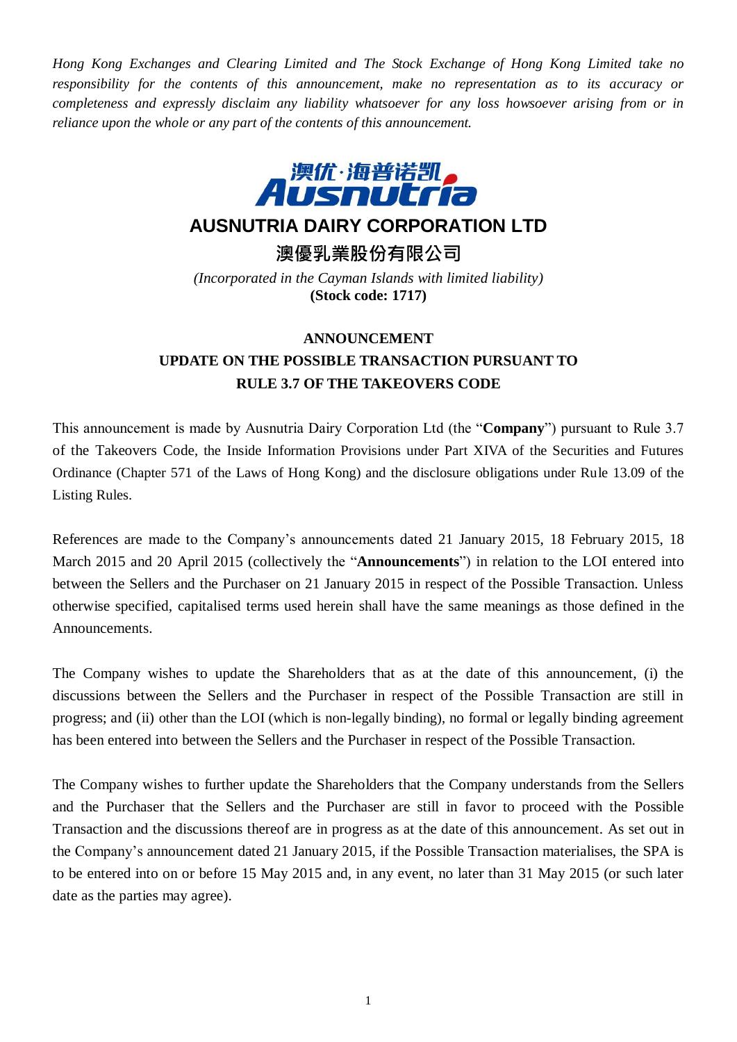*Hong Kong Exchanges and Clearing Limited and The Stock Exchange of Hong Kong Limited take no responsibility for the contents of this announcement, make no representation as to its accuracy or completeness and expressly disclaim any liability whatsoever for any loss howsoever arising from or in reliance upon the whole or any part of the contents of this announcement.*

澳优·海普诺凯 Ausnutria

# AUSNUTRIA DAIRY CORPORATION LTD

# 澳優乳業股份有限公司

*(Incorporated in the Cayman Islands with limited liability)*
**(Stock code: 1717)**

## ANNOUNCEMENT
## UPDATE ON THE POSSIBLE TRANSACTION PURSUANT TO RULE 3.7 OF THE TAKEOVERS CODE

This announcement is made by Ausnutria Dairy Corporation Ltd (the "**Company**") pursuant to Rule 3.7 of the Takeovers Code, the Inside Information Provisions under Part XIVA of the Securities and Futures Ordinance (Chapter 571 of the Laws of Hong Kong) and the disclosure obligations under Rule 13.09 of the Listing Rules.

References are made to the Company's announcements dated 21 January 2015, 18 February 2015, 18 March 2015 and 20 April 2015 (collectively the "**Announcements**") in relation to the LOI entered into between the Sellers and the Purchaser on 21 January 2015 in respect of the Possible Transaction. Unless otherwise specified, capitalised terms used herein shall have the same meanings as those defined in the Announcements.

The Company wishes to update the Shareholders that as at the date of this announcement, (i) the discussions between the Sellers and the Purchaser in respect of the Possible Transaction are still in progress; and (ii) other than the LOI (which is non-legally binding), no formal or legally binding agreement has been entered into between the Sellers and the Purchaser in respect of the Possible Transaction.

The Company wishes to further update the Shareholders that the Company understands from the Sellers and the Purchaser that the Sellers and the Purchaser are still in favor to proceed with the Possible Transaction and the discussions thereof are in progress as at the date of this announcement. As set out in the Company's announcement dated 21 January 2015, if the Possible Transaction materialises, the SPA is to be entered into on or before 15 May 2015 and, in any event, no later than 31 May 2015 (or such later date as the parties may agree).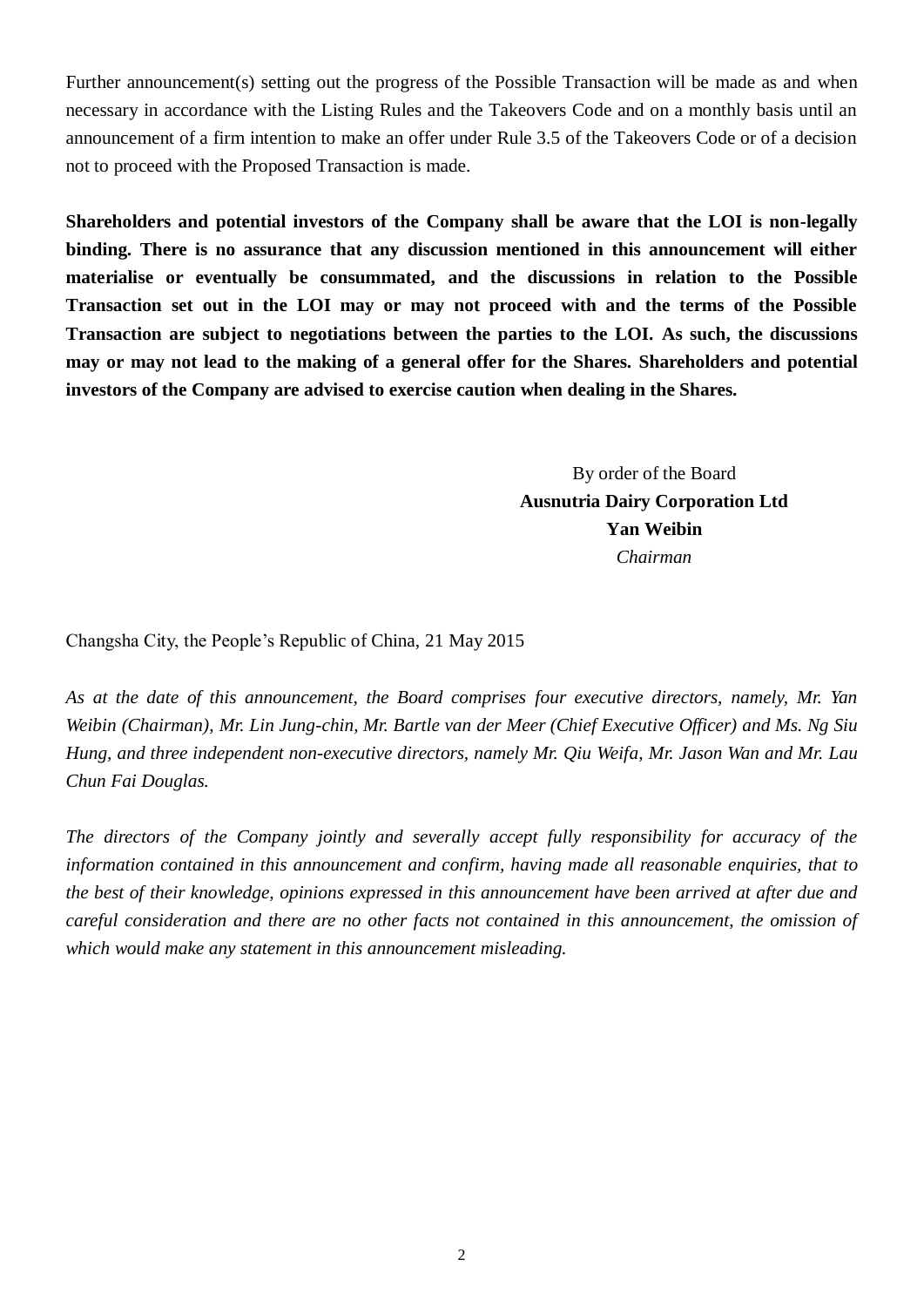Further announcement(s) setting out the progress of the Possible Transaction will be made as and when necessary in accordance with the Listing Rules and the Takeovers Code and on a monthly basis until an announcement of a firm intention to make an offer under Rule 3.5 of the Takeovers Code or of a decision not to proceed with the Proposed Transaction is made.

**Shareholders and potential investors of the Company shall be aware that the LOI is non-legally binding. There is no assurance that any discussion mentioned in this announcement will either materialise or eventually be consummated, and the discussions in relation to the Possible Transaction set out in the LOI may or may not proceed with and the terms of the Possible Transaction are subject to negotiations between the parties to the LOI. As such, the discussions may or may not lead to the making of a general offer for the Shares. Shareholders and potential investors of the Company are advised to exercise caution when dealing in the Shares.**

By order of the Board
**Ausnutria Dairy Corporation Ltd**
**Yan Weibin**
*Chairman*

Changsha City, the People's Republic of China, 21 May 2015

*As at the date of this announcement, the Board comprises four executive directors, namely, Mr. Yan Weibin (Chairman), Mr. Lin Jung-chin, Mr. Bartle van der Meer (Chief Executive Officer) and Ms. Ng Siu Hung, and three independent non-executive directors, namely Mr. Qiu Weifa, Mr. Jason Wan and Mr. Lau Chun Fai Douglas.*

*The directors of the Company jointly and severally accept fully responsibility for accuracy of the information contained in this announcement and confirm, having made all reasonable enquiries, that to the best of their knowledge, opinions expressed in this announcement have been arrived at after due and careful consideration and there are no other facts not contained in this announcement, the omission of which would make any statement in this announcement misleading.*